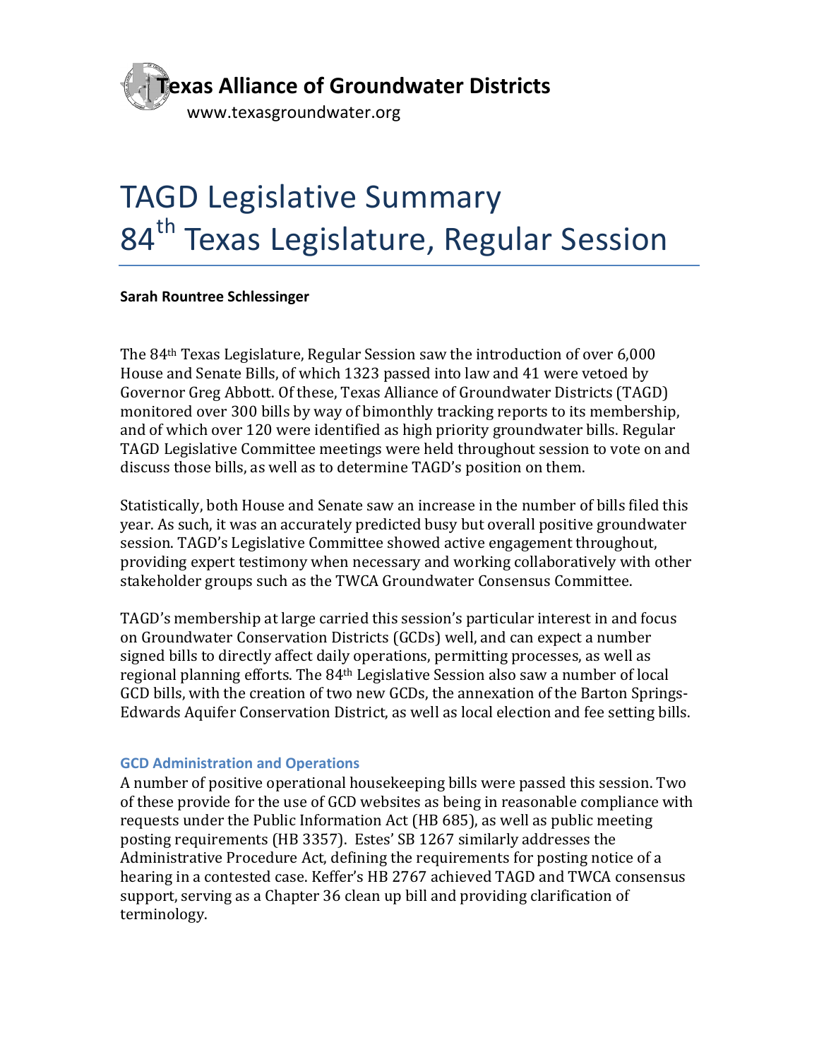Texas Alliance of Groundwater Districts

www.texasgroundwater.org

# TAGD Legislative Summary 84th Texas Legislature, Regular Session

**Sarah Rountree Schlessinger**

The 84th Texas Legislature, Regular Session saw the introduction of over 6,000 House and Senate Bills, of which 1323 passed into law and 41 were vetoed by Governor Greg Abbott. Of these, Texas Alliance of Groundwater Districts (TAGD) monitored over 300 bills by way of bimonthly tracking reports to its membership, and of which over 120 were identified as high priority groundwater bills. Regular TAGD Legislative Committee meetings were held throughout session to vote on and discuss those bills, as well as to determine TAGD's position on them.

Statistically, both House and Senate saw an increase in the number of bills filed this year. As such, it was an accurately predicted busy but overall positive groundwater session. TAGD's Legislative Committee showed active engagement throughout, providing expert testimony when necessary and working collaboratively with other stakeholder groups such as the TWCA Groundwater Consensus Committee.

TAGD's membership at large carried this session's particular interest in and focus on Groundwater Conservation Districts (GCDs) well, and can expect a number signed bills to directly affect daily operations, permitting processes, as well as regional planning efforts. The 84th Legislative Session also saw a number of local GCD bills, with the creation of two new GCDs, the annexation of the Barton Springs-Edwards Aquifer Conservation District, as well as local election and fee setting bills.

### GCD Administration and Operations

A number of positive operational housekeeping bills were passed this session. Two of these provide for the use of GCD websites as being in reasonable compliance with requests under the Public Information Act (HB 685), as well as public meeting posting requirements (HB 3357). Estes' SB 1267 similarly addresses the Administrative Procedure Act, defining the requirements for posting notice of a hearing in a contested case. Keffer's HB 2767 achieved TAGD and TWCA consensus support, serving as a Chapter 36 clean up bill and providing clarification of terminology.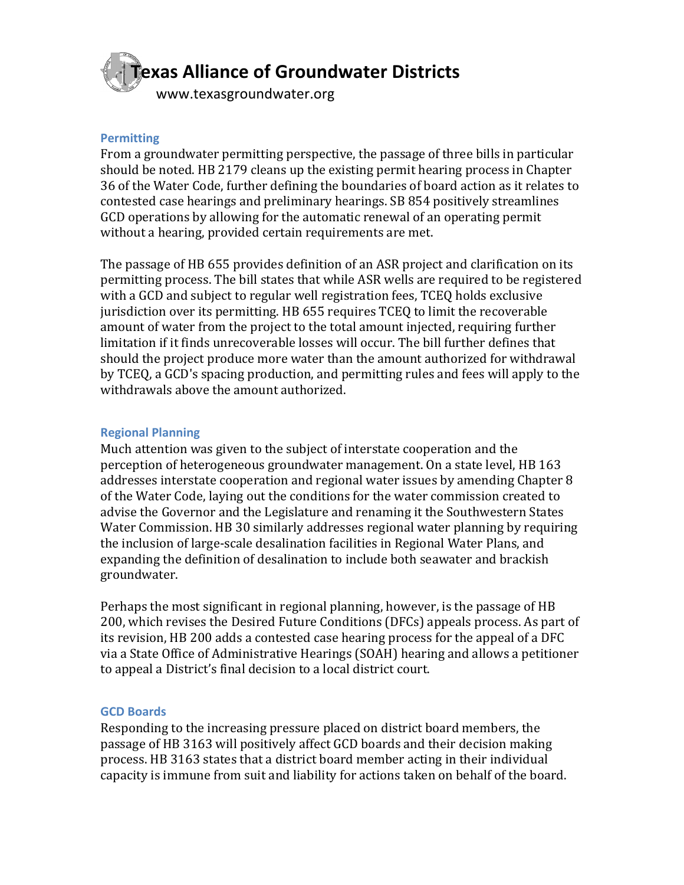## Permitting

From a groundwater permitting perspective, the passage of three bills in particular should be noted. HB 2179 cleans up the existing permit hearing process in Chapter 36 of the Water Code, further defining the boundaries of board action as it relates to contested case hearings and preliminary hearings. SB 854 positively streamlines GCD operations by allowing for the automatic renewal of an operating permit without a hearing, provided certain requirements are met.

The passage of HB 655 provides definition of an ASR project and clarification on its permitting process. The bill states that while ASR wells are required to be registered with a GCD and subject to regular well registration fees, TCEQ holds exclusive jurisdiction over its permitting. HB 655 requires TCEQ to limit the recoverable amount of water from the project to the total amount injected, requiring further limitation if it finds unrecoverable losses will occur. The bill further defines that should the project produce more water than the amount authorized for withdrawal by TCEQ, a GCD's spacing production, and permitting rules and fees will apply to the withdrawals above the amount authorized.

## Regional Planning

Much attention was given to the subject of interstate cooperation and the perception of heterogeneous groundwater management. On a state level, HB 163 addresses interstate cooperation and regional water issues by amending Chapter 8 of the Water Code, laying out the conditions for the water commission created to advise the Governor and the Legislature and renaming it the Southwestern States Water Commission. HB 30 similarly addresses regional water planning by requiring the inclusion of large-scale desalination facilities in Regional Water Plans, and expanding the definition of desalination to include both seawater and brackish groundwater.

Perhaps the most significant in regional planning, however, is the passage of HB 200, which revises the Desired Future Conditions (DFCs) appeals process. As part of its revision, HB 200 adds a contested case hearing process for the appeal of a DFC via a State Office of Administrative Hearings (SOAH) hearing and allows a petitioner to appeal a District's final decision to a local district court.

## GCD Boards

Responding to the increasing pressure placed on district board members, the passage of HB 3163 will positively affect GCD boards and their decision making process. HB 3163 states that a district board member acting in their individual capacity is immune from suit and liability for actions taken on behalf of the board.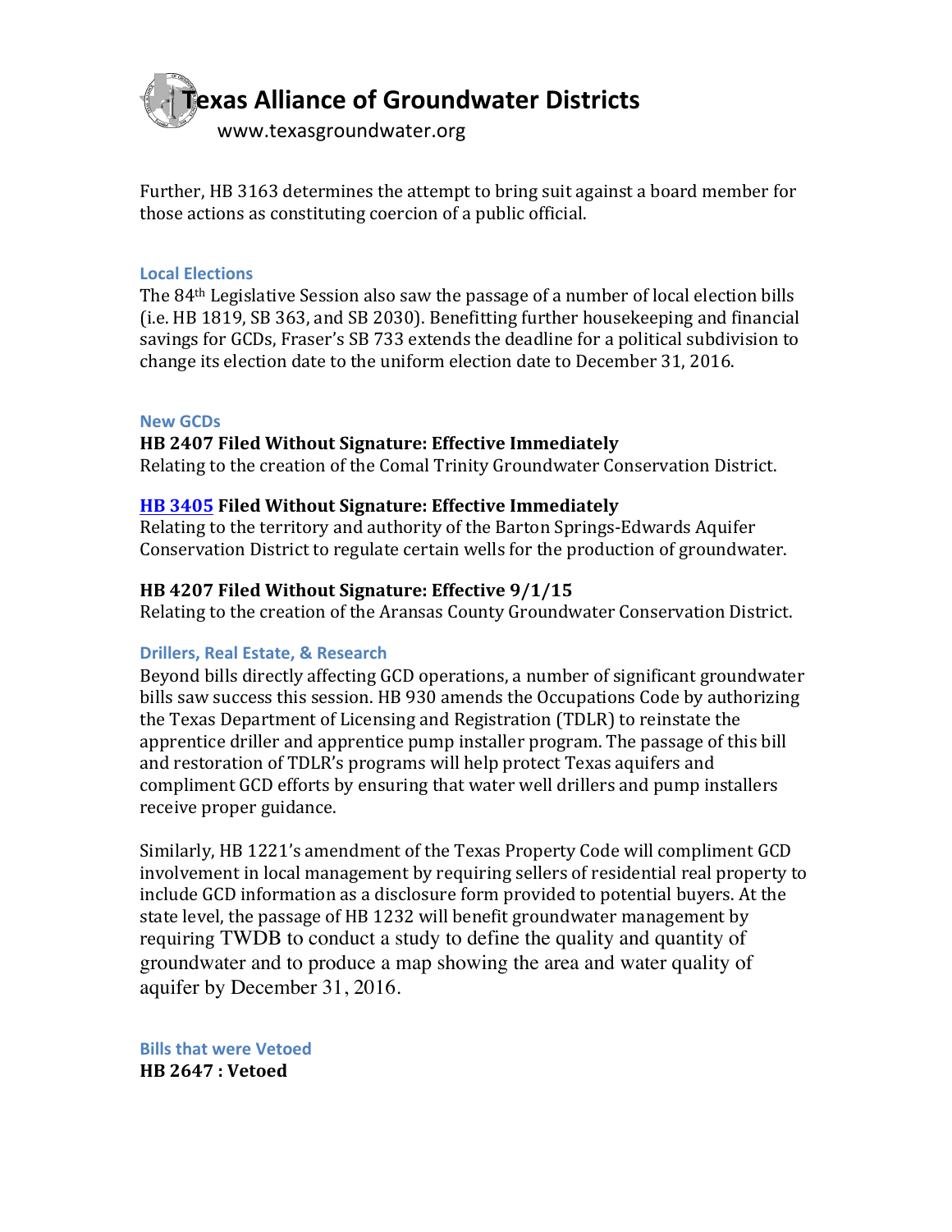Further, HB 3163 determines the attempt to bring suit against a board member for those actions as constituting coercion of a public official.

### Local Elections

The 84th Legislative Session also saw the passage of a number of local election bills (i.e. HB 1819, SB 363, and SB 2030). Benefitting further housekeeping and financial savings for GCDs, Fraser's SB 733 extends the deadline for a political subdivision to change its election date to the uniform election date to December 31, 2016.

### New GCDs

**HB 2407 Filed Without Signature: Effective Immediately**
Relating to the creation of the Comal Trinity Groundwater Conservation District.

**HB 3405 Filed Without Signature: Effective Immediately**
Relating to the territory and authority of the Barton Springs-Edwards Aquifer Conservation District to regulate certain wells for the production of groundwater.

**HB 4207 Filed Without Signature: Effective 9/1/15**
Relating to the creation of the Aransas County Groundwater Conservation District.

### Drillers, Real Estate, & Research

Beyond bills directly affecting GCD operations, a number of significant groundwater bills saw success this session. HB 930 amends the Occupations Code by authorizing the Texas Department of Licensing and Registration (TDLR) to reinstate the apprentice driller and apprentice pump installer program. The passage of this bill and restoration of TDLR's programs will help protect Texas aquifers and compliment GCD efforts by ensuring that water well drillers and pump installers receive proper guidance.

Similarly, HB 1221's amendment of the Texas Property Code will compliment GCD involvement in local management by requiring sellers of residential real property to include GCD information as a disclosure form provided to potential buyers. At the state level, the passage of HB 1232 will benefit groundwater management by requiring TWDB to conduct a study to define the quality and quantity of groundwater and to produce a map showing the area and water quality of aquifer by December 31, 2016.

### Bills that were Vetoed

**HB 2647 : Vetoed**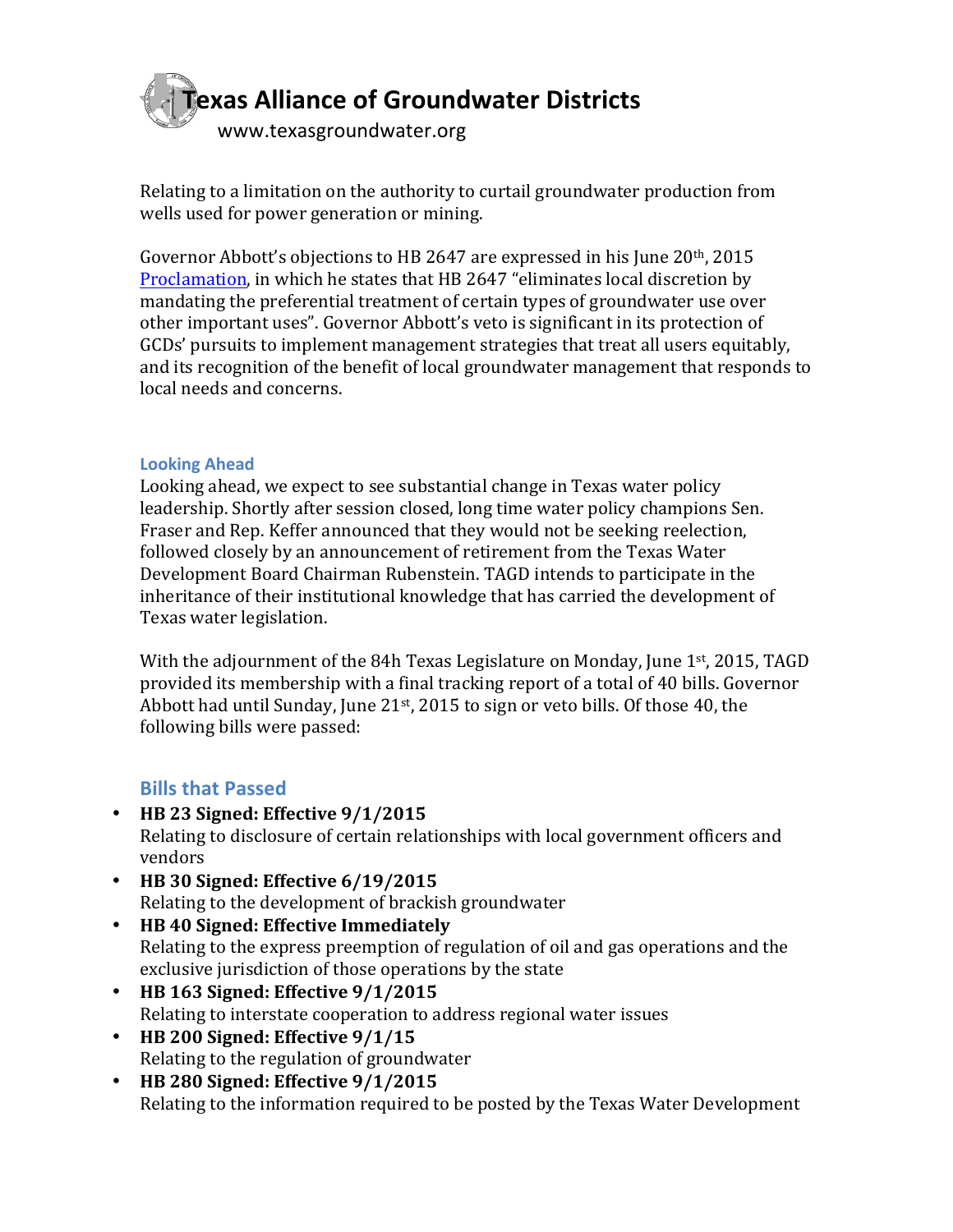Relating to a limitation on the authority to curtail groundwater production from wells used for power generation or mining.

Governor Abbott's objections to HB 2647 are expressed in his June 20th, 2015 [Proclamation](), in which he states that HB 2647 "eliminates local discretion by mandating the preferential treatment of certain types of groundwater use over other important uses". Governor Abbott's veto is significant in its protection of GCDs' pursuits to implement management strategies that treat all users equitably, and its recognition of the benefit of local groundwater management that responds to local needs and concerns.

### Looking Ahead

Looking ahead, we expect to see substantial change in Texas water policy leadership. Shortly after session closed, long time water policy champions Sen. Fraser and Rep. Keffer announced that they would not be seeking reelection, followed closely by an announcement of retirement from the Texas Water Development Board Chairman Rubenstein. TAGD intends to participate in the inheritance of their institutional knowledge that has carried the development of Texas water legislation.

With the adjournment of the 84h Texas Legislature on Monday, June 1st, 2015, TAGD provided its membership with a final tracking report of a total of 40 bills. Governor Abbott had until Sunday, June 21st, 2015 to sign or veto bills. Of those 40, the following bills were passed:

## Bills that Passed

- **HB 23 Signed: Effective 9/1/2015**
  Relating to disclosure of certain relationships with local government officers and vendors
- **HB 30 Signed: Effective 6/19/2015**
  Relating to the development of brackish groundwater
- **HB 40 Signed: Effective Immediately**
  Relating to the express preemption of regulation of oil and gas operations and the exclusive jurisdiction of those operations by the state
- **HB 163 Signed: Effective 9/1/2015**
  Relating to interstate cooperation to address regional water issues
- **HB 200 Signed: Effective 9/1/15**
  Relating to the regulation of groundwater
- **HB 280 Signed: Effective 9/1/2015**
  Relating to the information required to be posted by the Texas Water Development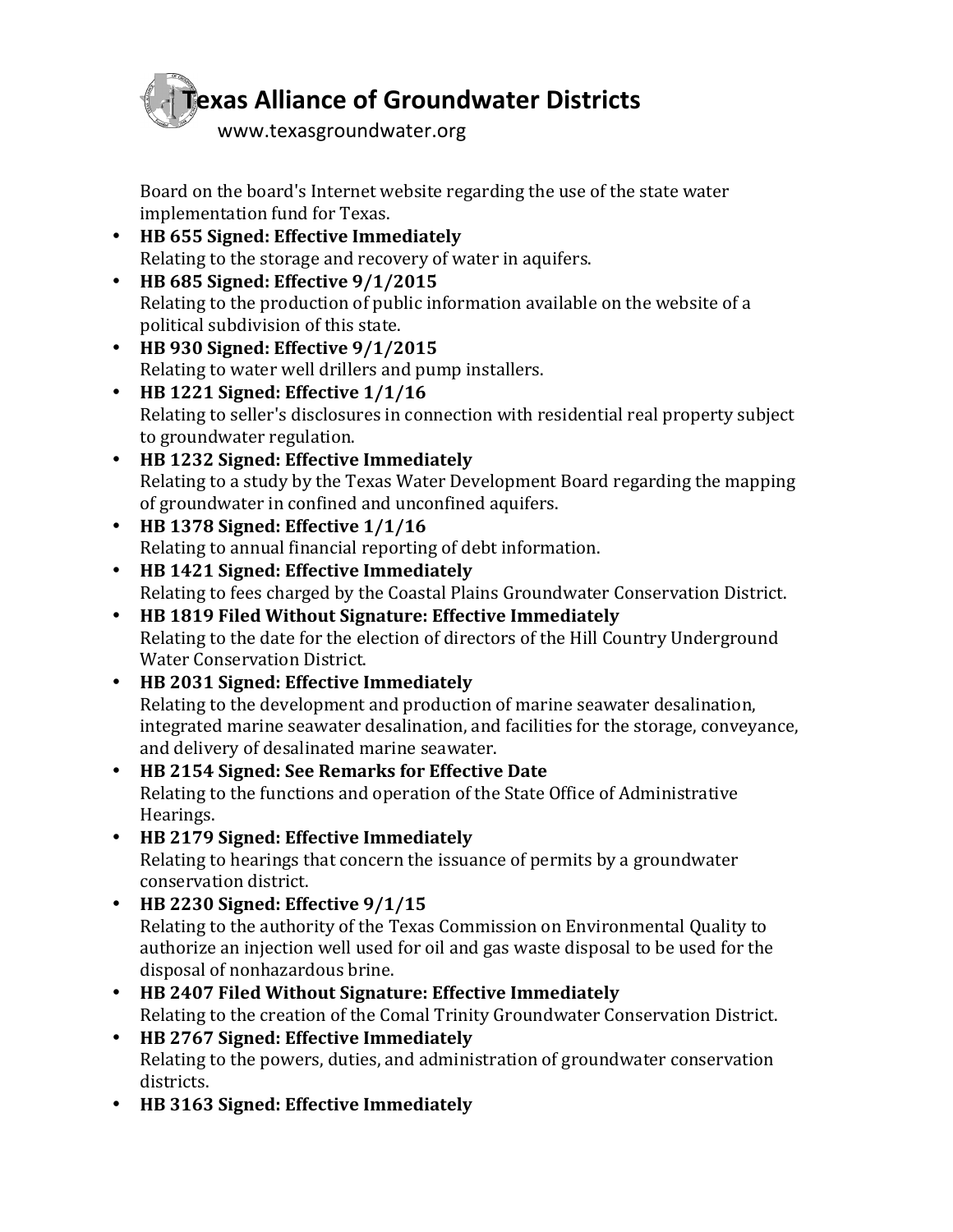Board on the board's Internet website regarding the use of the state water implementation fund for Texas.

- **HB 655 Signed: Effective Immediately**
  Relating to the storage and recovery of water in aquifers.
- **HB 685 Signed: Effective 9/1/2015**
  Relating to the production of public information available on the website of a political subdivision of this state.
- **HB 930 Signed: Effective 9/1/2015**
  Relating to water well drillers and pump installers.
- **HB 1221 Signed: Effective 1/1/16**
  Relating to seller's disclosures in connection with residential real property subject to groundwater regulation.
- **HB 1232 Signed: Effective Immediately**
  Relating to a study by the Texas Water Development Board regarding the mapping of groundwater in confined and unconfined aquifers.
- **HB 1378 Signed: Effective 1/1/16**
  Relating to annual financial reporting of debt information.
- **HB 1421 Signed: Effective Immediately**
  Relating to fees charged by the Coastal Plains Groundwater Conservation District.
- **HB 1819 Filed Without Signature: Effective Immediately**
  Relating to the date for the election of directors of the Hill Country Underground Water Conservation District.
- **HB 2031 Signed: Effective Immediately**
  Relating to the development and production of marine seawater desalination, integrated marine seawater desalination, and facilities for the storage, conveyance, and delivery of desalinated marine seawater.
- **HB 2154 Signed: See Remarks for Effective Date**
  Relating to the functions and operation of the State Office of Administrative Hearings.
- **HB 2179 Signed: Effective Immediately**
  Relating to hearings that concern the issuance of permits by a groundwater conservation district.
- **HB 2230 Signed: Effective 9/1/15**
  Relating to the authority of the Texas Commission on Environmental Quality to authorize an injection well used for oil and gas waste disposal to be used for the disposal of nonhazardous brine.
- **HB 2407 Filed Without Signature: Effective Immediately**
  Relating to the creation of the Comal Trinity Groundwater Conservation District.
- **HB 2767 Signed: Effective Immediately**
  Relating to the powers, duties, and administration of groundwater conservation districts.
- **HB 3163 Signed: Effective Immediately**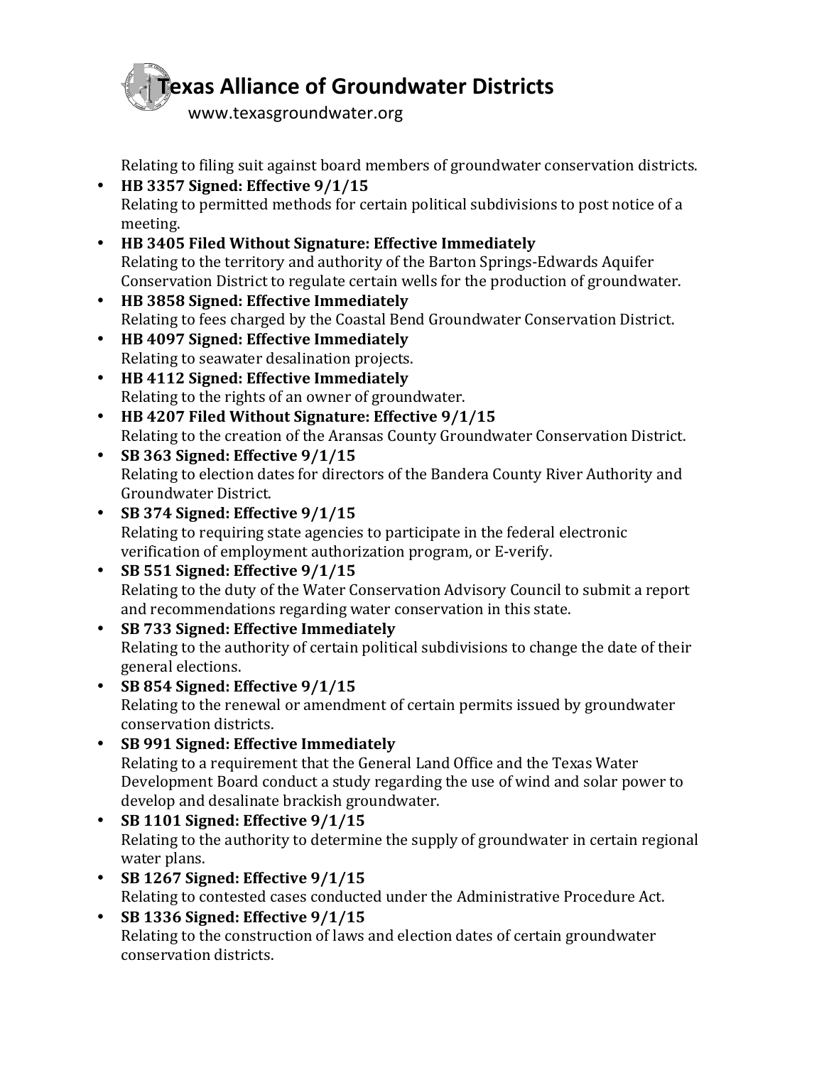Relating to filing suit against board members of groundwater conservation districts.

- **HB 3357 Signed: Effective 9/1/15**
  Relating to permitted methods for certain political subdivisions to post notice of a meeting.
- **HB 3405 Filed Without Signature: Effective Immediately**
  Relating to the territory and authority of the Barton Springs-Edwards Aquifer Conservation District to regulate certain wells for the production of groundwater.
- **HB 3858 Signed: Effective Immediately**
  Relating to fees charged by the Coastal Bend Groundwater Conservation District.
- **HB 4097 Signed: Effective Immediately**
  Relating to seawater desalination projects.
- **HB 4112 Signed: Effective Immediately**
  Relating to the rights of an owner of groundwater.
- **HB 4207 Filed Without Signature: Effective 9/1/15**
  Relating to the creation of the Aransas County Groundwater Conservation District.
- **SB 363 Signed: Effective 9/1/15**
  Relating to election dates for directors of the Bandera County River Authority and Groundwater District.
- **SB 374 Signed: Effective 9/1/15**
  Relating to requiring state agencies to participate in the federal electronic verification of employment authorization program, or E-verify.
- **SB 551 Signed: Effective 9/1/15**
  Relating to the duty of the Water Conservation Advisory Council to submit a report and recommendations regarding water conservation in this state.
- **SB 733 Signed: Effective Immediately**
  Relating to the authority of certain political subdivisions to change the date of their general elections.
- **SB 854 Signed: Effective 9/1/15**
  Relating to the renewal or amendment of certain permits issued by groundwater conservation districts.
- **SB 991 Signed: Effective Immediately**
  Relating to a requirement that the General Land Office and the Texas Water Development Board conduct a study regarding the use of wind and solar power to develop and desalinate brackish groundwater.
- **SB 1101 Signed: Effective 9/1/15**
  Relating to the authority to determine the supply of groundwater in certain regional water plans.
- **SB 1267 Signed: Effective 9/1/15**
  Relating to contested cases conducted under the Administrative Procedure Act.
- **SB 1336 Signed: Effective 9/1/15**
  Relating to the construction of laws and election dates of certain groundwater conservation districts.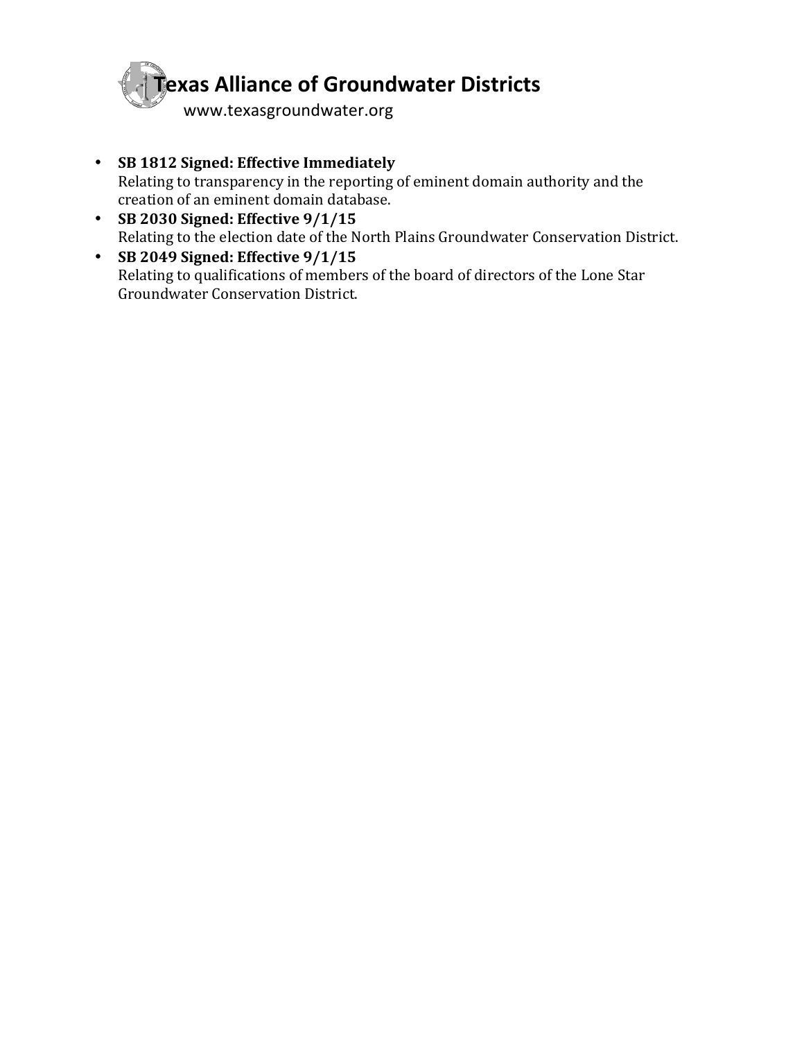- **SB 1812 Signed: Effective Immediately**
  Relating to transparency in the reporting of eminent domain authority and the creation of an eminent domain database.
- **SB 2030 Signed: Effective 9/1/15**
  Relating to the election date of the North Plains Groundwater Conservation District.
- **SB 2049 Signed: Effective 9/1/15**
  Relating to qualifications of members of the board of directors of the Lone Star Groundwater Conservation District.